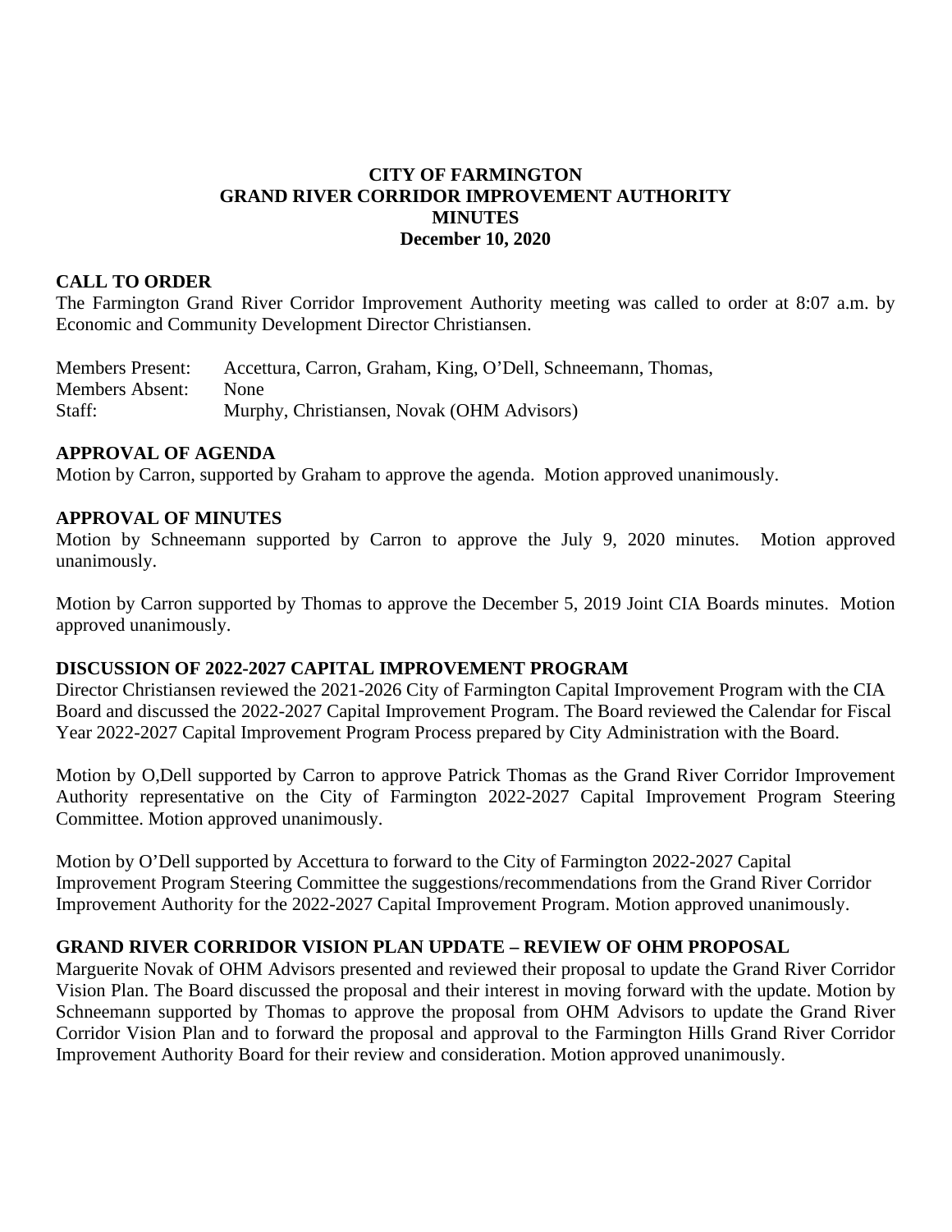# CITY OF FARMINGTON
# GRAND RIVER CORRIDOR IMPROVEMENT AUTHORITY
# MINUTES
# December 10, 2020

## CALL TO ORDER

The Farmington Grand River Corridor Improvement Authority meeting was called to order at 8:07 a.m. by Economic and Community Development Director Christiansen.

Members Present: Accettura, Carron, Graham, King, O'Dell, Schneemann, Thomas,
Members Absent: None
Staff: Murphy, Christiansen, Novak (OHM Advisors)

## APPROVAL OF AGENDA

Motion by Carron, supported by Graham to approve the agenda. Motion approved unanimously.

## APPROVAL OF MINUTES

Motion by Schneemann supported by Carron to approve the July 9, 2020 minutes. Motion approved unanimously.

Motion by Carron supported by Thomas to approve the December 5, 2019 Joint CIA Boards minutes. Motion approved unanimously.

## DISCUSSION OF 2022-2027 CAPITAL IMPROVEMENT PROGRAM

Director Christiansen reviewed the 2021-2026 City of Farmington Capital Improvement Program with the CIA Board and discussed the 2022-2027 Capital Improvement Program. The Board reviewed the Calendar for Fiscal Year 2022-2027 Capital Improvement Program Process prepared by City Administration with the Board.

Motion by O,Dell supported by Carron to approve Patrick Thomas as the Grand River Corridor Improvement Authority representative on the City of Farmington 2022-2027 Capital Improvement Program Steering Committee. Motion approved unanimously.

Motion by O'Dell supported by Accettura to forward to the City of Farmington 2022-2027 Capital Improvement Program Steering Committee the suggestions/recommendations from the Grand River Corridor Improvement Authority for the 2022-2027 Capital Improvement Program. Motion approved unanimously.

## GRAND RIVER CORRIDOR VISION PLAN UPDATE – REVIEW OF OHM PROPOSAL

Marguerite Novak of OHM Advisors presented and reviewed their proposal to update the Grand River Corridor Vision Plan. The Board discussed the proposal and their interest in moving forward with the update. Motion by Schneemann supported by Thomas to approve the proposal from OHM Advisors to update the Grand River Corridor Vision Plan and to forward the proposal and approval to the Farmington Hills Grand River Corridor Improvement Authority Board for their review and consideration. Motion approved unanimously.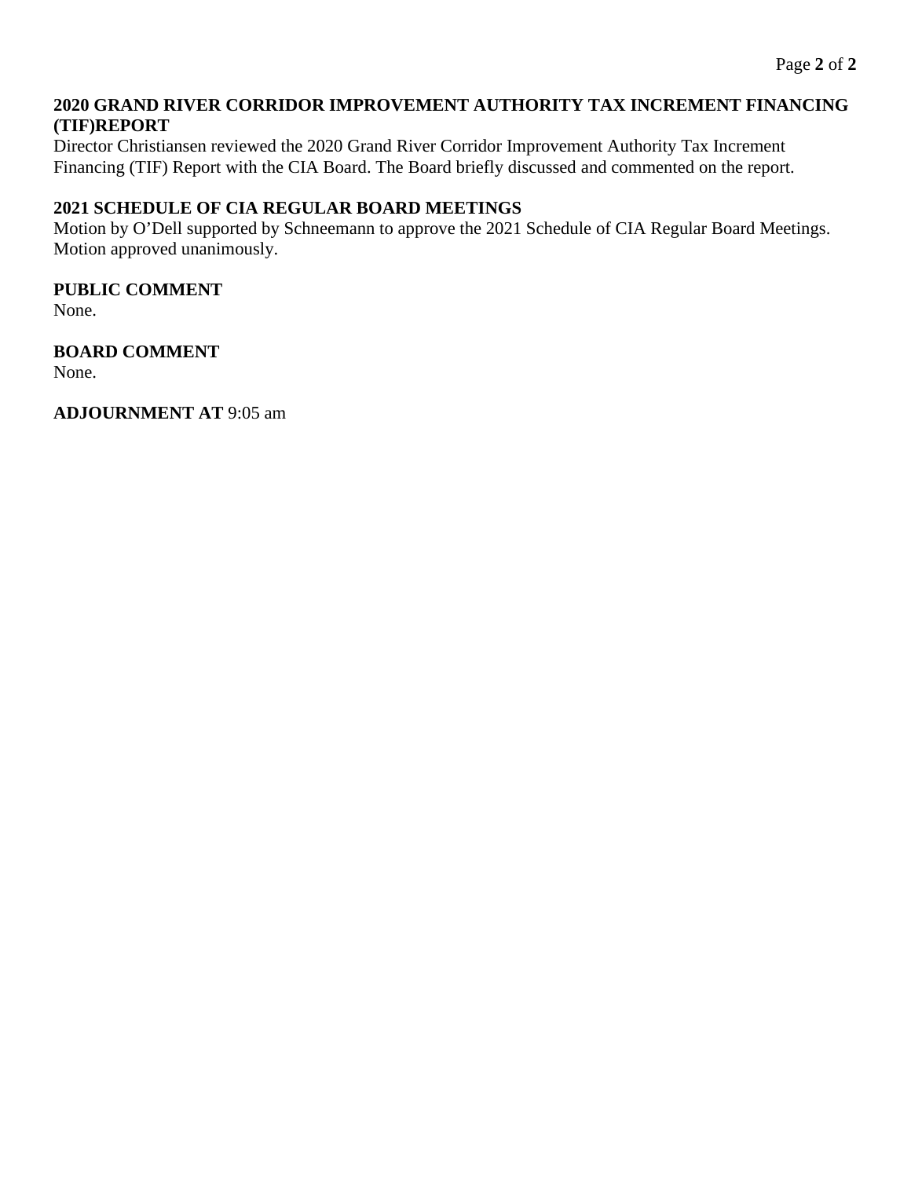**2020 GRAND RIVER CORRIDOR IMPROVEMENT AUTHORITY TAX INCREMENT FINANCING (TIF)REPORT**

Director Christiansen reviewed the 2020 Grand River Corridor Improvement Authority Tax Increment Financing (TIF) Report with the CIA Board. The Board briefly discussed and commented on the report.

**2021 SCHEDULE OF CIA REGULAR BOARD MEETINGS**

Motion by O'Dell supported by Schneemann to approve the 2021 Schedule of CIA Regular Board Meetings. Motion approved unanimously.

**PUBLIC COMMENT**

None.

**BOARD COMMENT**

None.

**ADJOURNMENT AT** 9:05 am